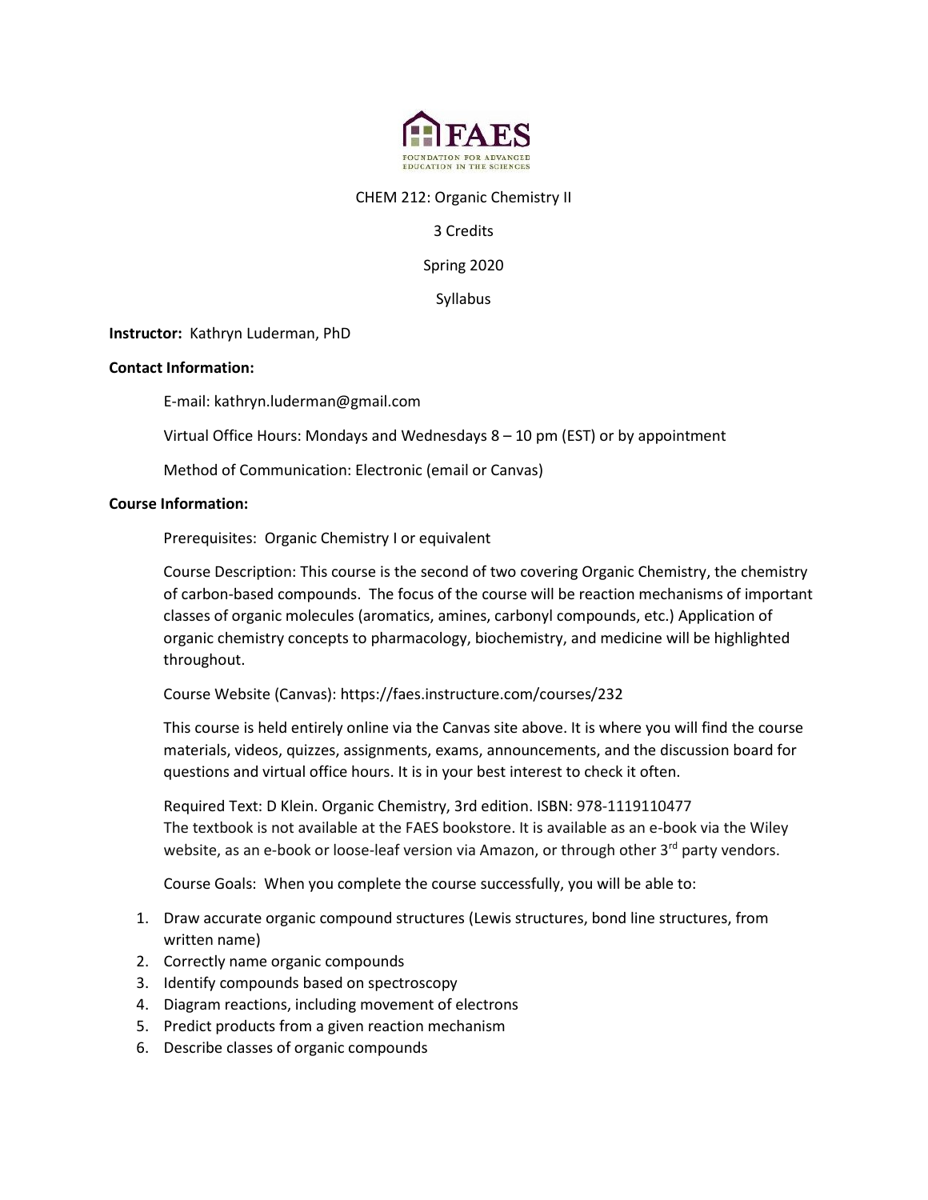FAES

FOUNDATION FOR ADVANCED EDUCATION IN THE SCIENCES

CHEM 212: Organic Chemistry II

3 Credits

Spring 2020

Syllabus

**Instructor:** Kathryn Luderman, PhD

**Contact Information:**

E-mail: kathryn.luderman@gmail.com

Virtual Office Hours: Mondays and Wednesdays 8 – 10 pm (EST) or by appointment

Method of Communication: Electronic (email or Canvas)

**Course Information:**

Prerequisites: Organic Chemistry I or equivalent

Course Description: This course is the second of two covering Organic Chemistry, the chemistry of carbon-based compounds. The focus of the course will be reaction mechanisms of important classes of organic molecules (aromatics, amines, carbonyl compounds, etc.) Application of organic chemistry concepts to pharmacology, biochemistry, and medicine will be highlighted throughout.

Course Website (Canvas): https://faes.instructure.com/courses/232

This course is held entirely online via the Canvas site above. It is where you will find the course materials, videos, quizzes, assignments, exams, announcements, and the discussion board for questions and virtual office hours. It is in your best interest to check it often.

Required Text: D Klein. Organic Chemistry, 3rd edition. ISBN: 978-1119110477
The textbook is not available at the FAES bookstore. It is available as an e-book via the Wiley website, as an e-book or loose-leaf version via Amazon, or through other 3rd party vendors.

Course Goals: When you complete the course successfully, you will be able to:

1. Draw accurate organic compound structures (Lewis structures, bond line structures, from written name)
2. Correctly name organic compounds
3. Identify compounds based on spectroscopy
4. Diagram reactions, including movement of electrons
5. Predict products from a given reaction mechanism
6. Describe classes of organic compounds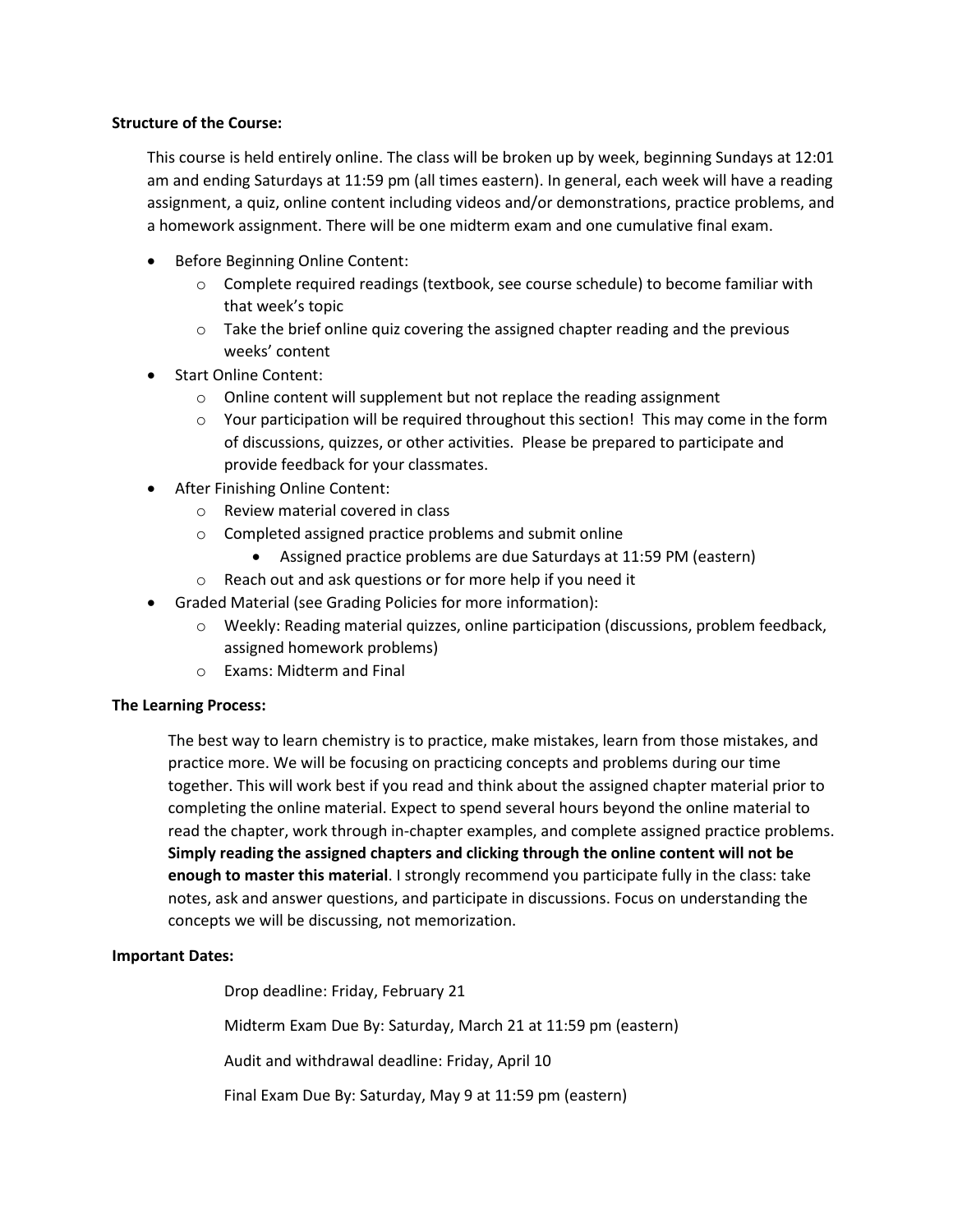**Structure of the Course:**

This course is held entirely online. The class will be broken up by week, beginning Sundays at 12:01 am and ending Saturdays at 11:59 pm (all times eastern). In general, each week will have a reading assignment, a quiz, online content including videos and/or demonstrations, practice problems, and a homework assignment. There will be one midterm exam and one cumulative final exam.

- Before Beginning Online Content:
  - Complete required readings (textbook, see course schedule) to become familiar with that week's topic
  - Take the brief online quiz covering the assigned chapter reading and the previous weeks' content
- Start Online Content:
  - Online content will supplement but not replace the reading assignment
  - Your participation will be required throughout this section! This may come in the form of discussions, quizzes, or other activities. Please be prepared to participate and provide feedback for your classmates.
- After Finishing Online Content:
  - Review material covered in class
  - Completed assigned practice problems and submit online
    - Assigned practice problems are due Saturdays at 11:59 PM (eastern)
  - Reach out and ask questions or for more help if you need it
- Graded Material (see Grading Policies for more information):
  - Weekly: Reading material quizzes, online participation (discussions, problem feedback, assigned homework problems)
  - Exams: Midterm and Final

**The Learning Process:**

The best way to learn chemistry is to practice, make mistakes, learn from those mistakes, and practice more. We will be focusing on practicing concepts and problems during our time together. This will work best if you read and think about the assigned chapter material prior to completing the online material. Expect to spend several hours beyond the online material to read the chapter, work through in-chapter examples, and complete assigned practice problems. **Simply reading the assigned chapters and clicking through the online content will not be enough to master this material**. I strongly recommend you participate fully in the class: take notes, ask and answer questions, and participate in discussions. Focus on understanding the concepts we will be discussing, not memorization.

**Important Dates:**

Drop deadline: Friday, February 21

Midterm Exam Due By: Saturday, March 21 at 11:59 pm (eastern)

Audit and withdrawal deadline: Friday, April 10

Final Exam Due By: Saturday, May 9 at 11:59 pm (eastern)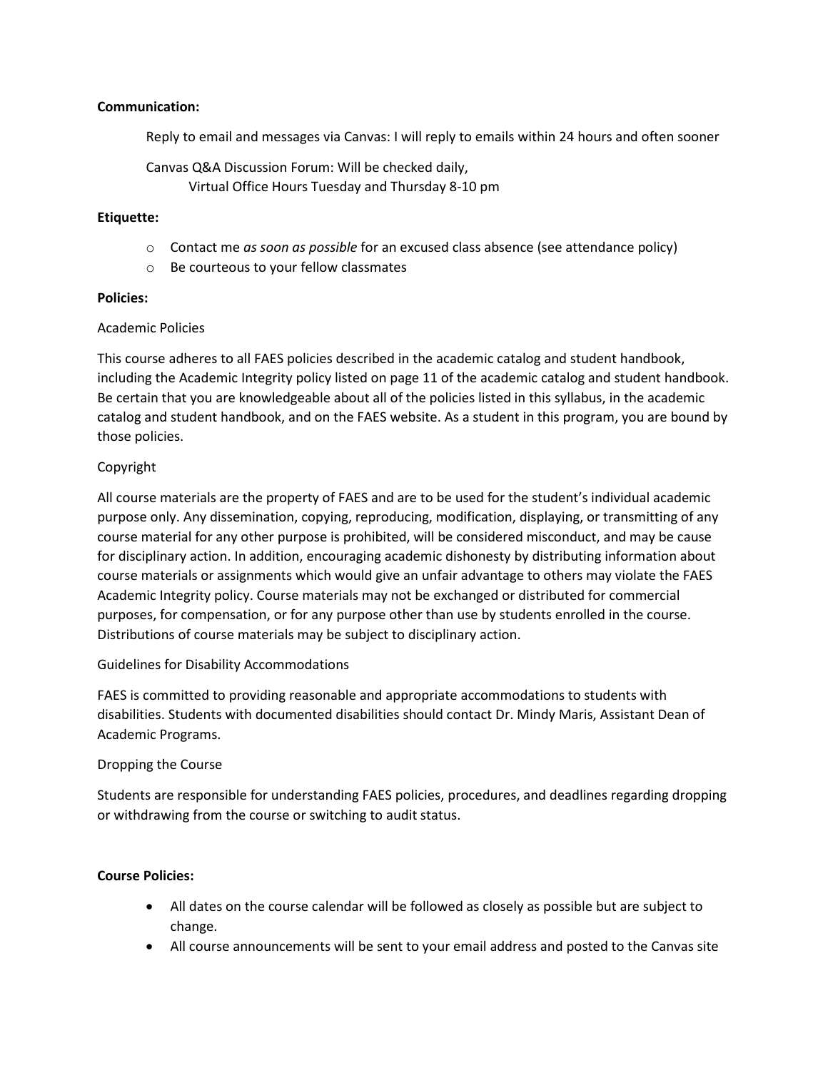**Communication:**

Reply to email and messages via Canvas: I will reply to emails within 24 hours and often sooner

Canvas Q&A Discussion Forum: Will be checked daily,
Virtual Office Hours Tuesday and Thursday 8-10 pm

**Etiquette:**

- Contact me *as soon as possible* for an excused class absence (see attendance policy)
- Be courteous to your fellow classmates

**Policies:**

Academic Policies

This course adheres to all FAES policies described in the academic catalog and student handbook, including the Academic Integrity policy listed on page 11 of the academic catalog and student handbook. Be certain that you are knowledgeable about all of the policies listed in this syllabus, in the academic catalog and student handbook, and on the FAES website. As a student in this program, you are bound by those policies.

Copyright

All course materials are the property of FAES and are to be used for the student's individual academic purpose only. Any dissemination, copying, reproducing, modification, displaying, or transmitting of any course material for any other purpose is prohibited, will be considered misconduct, and may be cause for disciplinary action. In addition, encouraging academic dishonesty by distributing information about course materials or assignments which would give an unfair advantage to others may violate the FAES Academic Integrity policy. Course materials may not be exchanged or distributed for commercial purposes, for compensation, or for any purpose other than use by students enrolled in the course. Distributions of course materials may be subject to disciplinary action.

Guidelines for Disability Accommodations

FAES is committed to providing reasonable and appropriate accommodations to students with disabilities. Students with documented disabilities should contact Dr. Mindy Maris, Assistant Dean of Academic Programs.

Dropping the Course

Students are responsible for understanding FAES policies, procedures, and deadlines regarding dropping or withdrawing from the course or switching to audit status.

**Course Policies:**

- All dates on the course calendar will be followed as closely as possible but are subject to change.
- All course announcements will be sent to your email address and posted to the Canvas site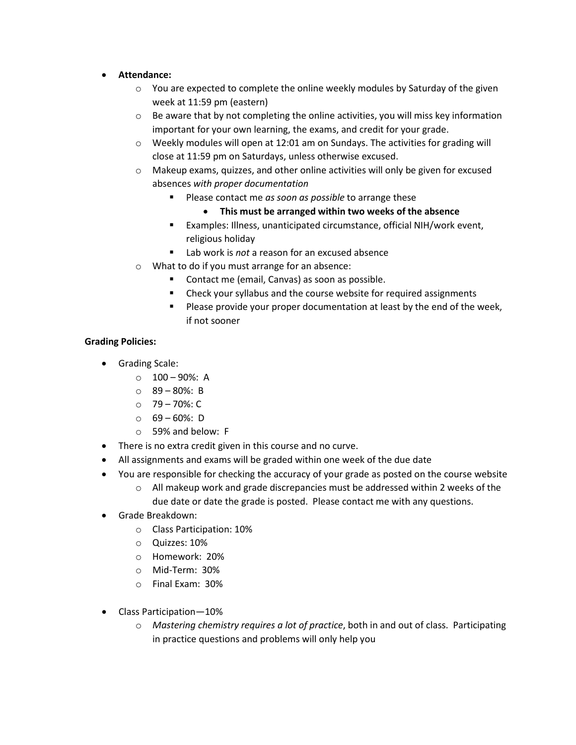- **Attendance:**
  - You are expected to complete the online weekly modules by Saturday of the given week at 11:59 pm (eastern)
  - Be aware that by not completing the online activities, you will miss key information important for your own learning, the exams, and credit for your grade.
  - Weekly modules will open at 12:01 am on Sundays. The activities for grading will close at 11:59 pm on Saturdays, unless otherwise excused.
  - Makeup exams, quizzes, and other online activities will only be given for excused absences *with proper documentation*
    - Please contact me *as soon as possible* to arrange these
      - **This must be arranged within two weeks of the absence**
    - Examples: Illness, unanticipated circumstance, official NIH/work event, religious holiday
    - Lab work is *not* a reason for an excused absence
  - What to do if you must arrange for an absence:
    - Contact me (email, Canvas) as soon as possible.
    - Check your syllabus and the course website for required assignments
    - Please provide your proper documentation at least by the end of the week, if not sooner

**Grading Policies:**

- Grading Scale:
  - 100 – 90%: A
  - 89 – 80%: B
  - 79 – 70%: C
  - 69 – 60%: D
  - 59% and below: F
- There is no extra credit given in this course and no curve.
- All assignments and exams will be graded within one week of the due date
- You are responsible for checking the accuracy of your grade as posted on the course website
  - All makeup work and grade discrepancies must be addressed within 2 weeks of the due date or date the grade is posted. Please contact me with any questions.
- Grade Breakdown:
  - Class Participation: 10%
  - Quizzes: 10%
  - Homework: 20%
  - Mid-Term: 30%
  - Final Exam: 30%

- Class Participation—10%
  - *Mastering chemistry requires a lot of practice*, both in and out of class. Participating in practice questions and problems will only help you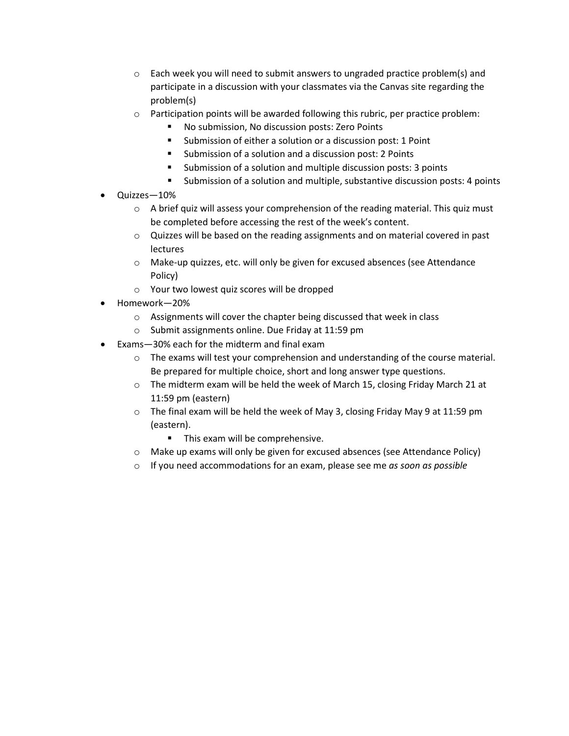- Each week you will need to submit answers to ungraded practice problem(s) and participate in a discussion with your classmates via the Canvas site regarding the problem(s)
  - Participation points will be awarded following this rubric, per practice problem:
    - No submission, No discussion posts: Zero Points
    - Submission of either a solution or a discussion post: 1 Point
    - Submission of a solution and a discussion post: 2 Points
    - Submission of a solution and multiple discussion posts: 3 points
    - Submission of a solution and multiple, substantive discussion posts: 4 points
- Quizzes—10%
  - A brief quiz will assess your comprehension of the reading material. This quiz must be completed before accessing the rest of the week's content.
  - Quizzes will be based on the reading assignments and on material covered in past lectures
  - Make-up quizzes, etc. will only be given for excused absences (see Attendance Policy)
  - Your two lowest quiz scores will be dropped
- Homework—20%
  - Assignments will cover the chapter being discussed that week in class
  - Submit assignments online. Due Friday at 11:59 pm
- Exams—30% each for the midterm and final exam
  - The exams will test your comprehension and understanding of the course material. Be prepared for multiple choice, short and long answer type questions.
  - The midterm exam will be held the week of March 15, closing Friday March 21 at 11:59 pm (eastern)
  - The final exam will be held the week of May 3, closing Friday May 9 at 11:59 pm (eastern).
    - This exam will be comprehensive.
  - Make up exams will only be given for excused absences (see Attendance Policy)
  - If you need accommodations for an exam, please see me *as soon as possible*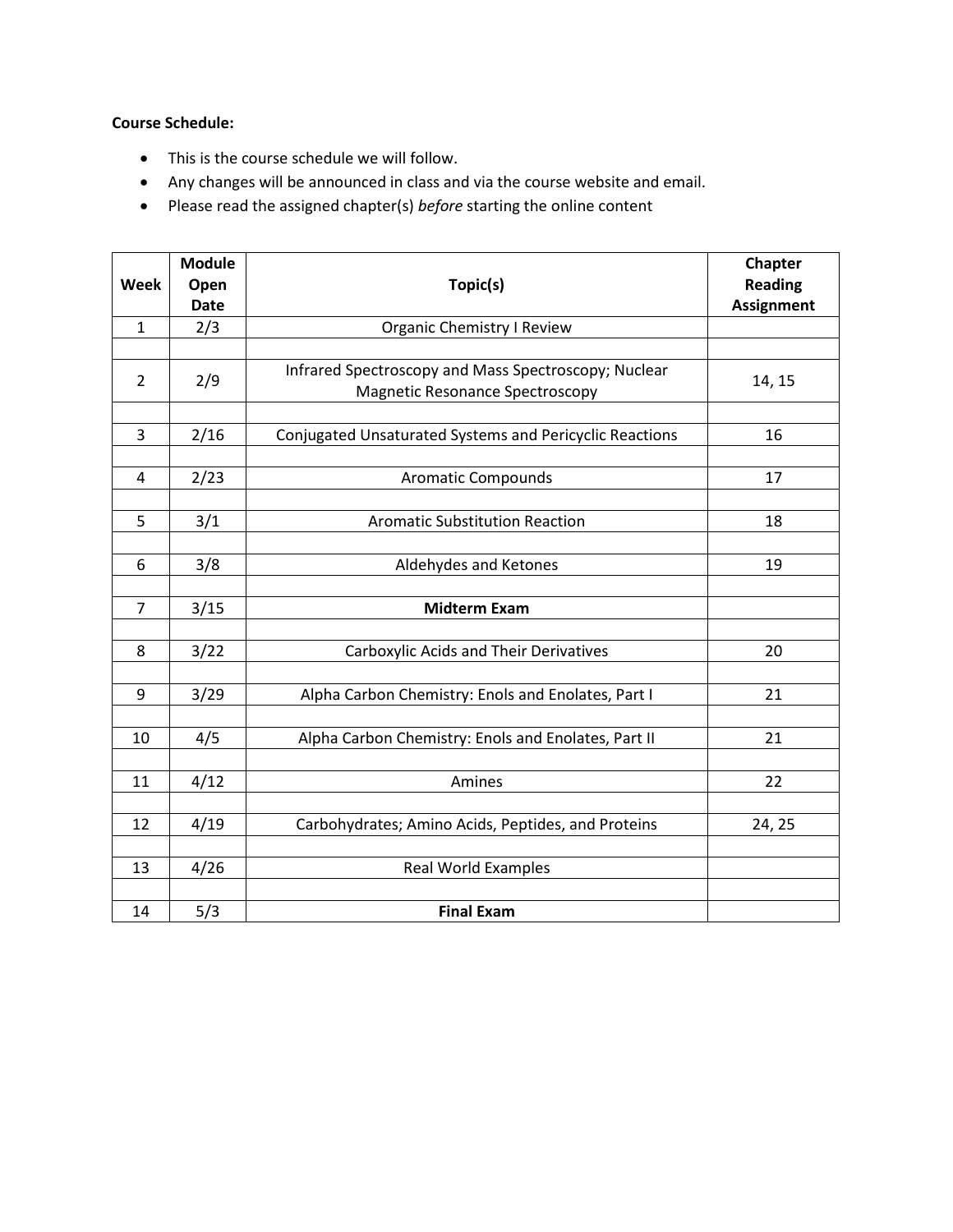**Course Schedule:**

- This is the course schedule we will follow.
- Any changes will be announced in class and via the course website and email.
- Please read the assigned chapter(s) *before* starting the online content

| Week | Module Open Date | Topic(s) | Chapter Reading Assignment |
|---|---|---|---|
| 1 | 2/3 | Organic Chemistry I Review | |
| | | | |
| 2 | 2/9 | Infrared Spectroscopy and Mass Spectroscopy; Nuclear Magnetic Resonance Spectroscopy | 14, 15 |
| | | | |
| 3 | 2/16 | Conjugated Unsaturated Systems and Pericyclic Reactions | 16 |
| | | | |
| 4 | 2/23 | Aromatic Compounds | 17 |
| | | | |
| 5 | 3/1 | Aromatic Substitution Reaction | 18 |
| | | | |
| 6 | 3/8 | Aldehydes and Ketones | 19 |
| | | | |
| 7 | 3/15 | **Midterm Exam** | |
| | | | |
| 8 | 3/22 | Carboxylic Acids and Their Derivatives | 20 |
| | | | |
| 9 | 3/29 | Alpha Carbon Chemistry: Enols and Enolates, Part I | 21 |
| | | | |
| 10 | 4/5 | Alpha Carbon Chemistry: Enols and Enolates, Part II | 21 |
| | | | |
| 11 | 4/12 | Amines | 22 |
| | | | |
| 12 | 4/19 | Carbohydrates; Amino Acids, Peptides, and Proteins | 24, 25 |
| | | | |
| 13 | 4/26 | Real World Examples | |
| | | | |
| 14 | 5/3 | **Final Exam** | |